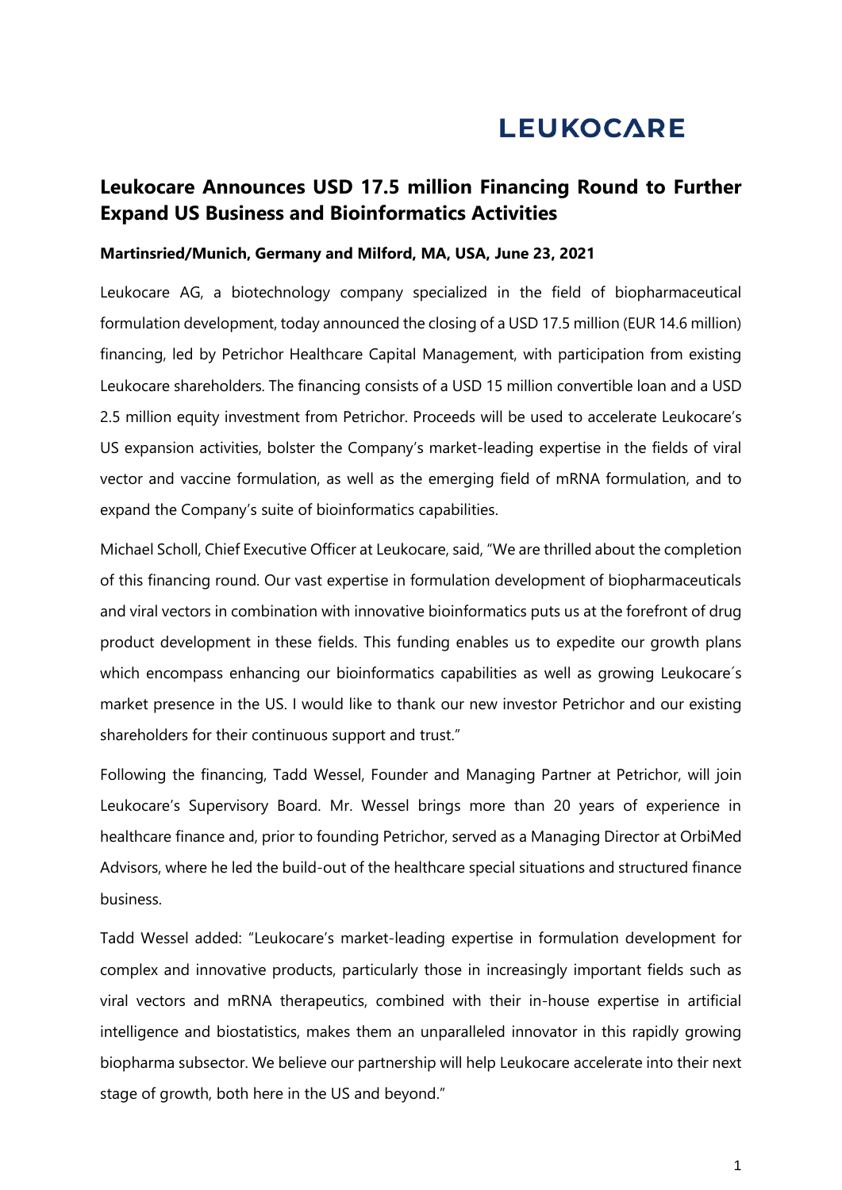**LEUKOCARE**

# Leukocare Announces USD 17.5 million Financing Round to Further Expand US Business and Bioinformatics Activities

**Martinsried/Munich, Germany and Milford, MA, USA, June 23, 2021**

Leukocare AG, a biotechnology company specialized in the field of biopharmaceutical formulation development, today announced the closing of a USD 17.5 million (EUR 14.6 million) financing, led by Petrichor Healthcare Capital Management, with participation from existing Leukocare shareholders. The financing consists of a USD 15 million convertible loan and a USD 2.5 million equity investment from Petrichor. Proceeds will be used to accelerate Leukocare's US expansion activities, bolster the Company's market-leading expertise in the fields of viral vector and vaccine formulation, as well as the emerging field of mRNA formulation, and to expand the Company's suite of bioinformatics capabilities.

Michael Scholl, Chief Executive Officer at Leukocare, said, "We are thrilled about the completion of this financing round. Our vast expertise in formulation development of biopharmaceuticals and viral vectors in combination with innovative bioinformatics puts us at the forefront of drug product development in these fields. This funding enables us to expedite our growth plans which encompass enhancing our bioinformatics capabilities as well as growing Leukocare´s market presence in the US. I would like to thank our new investor Petrichor and our existing shareholders for their continuous support and trust."

Following the financing, Tadd Wessel, Founder and Managing Partner at Petrichor, will join Leukocare's Supervisory Board. Mr. Wessel brings more than 20 years of experience in healthcare finance and, prior to founding Petrichor, served as a Managing Director at OrbiMed Advisors, where he led the build-out of the healthcare special situations and structured finance business.

Tadd Wessel added: "Leukocare's market-leading expertise in formulation development for complex and innovative products, particularly those in increasingly important fields such as viral vectors and mRNA therapeutics, combined with their in-house expertise in artificial intelligence and biostatistics, makes them an unparalleled innovator in this rapidly growing biopharma subsector. We believe our partnership will help Leukocare accelerate into their next stage of growth, both here in the US and beyond."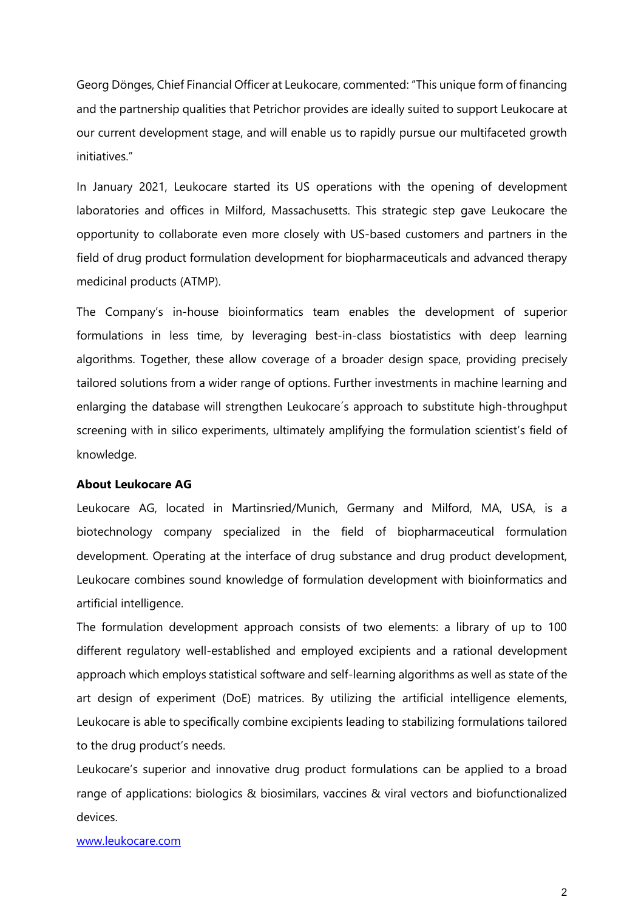Georg Dönges, Chief Financial Officer at Leukocare, commented: "This unique form of financing and the partnership qualities that Petrichor provides are ideally suited to support Leukocare at our current development stage, and will enable us to rapidly pursue our multifaceted growth initiatives."

In January 2021, Leukocare started its US operations with the opening of development laboratories and offices in Milford, Massachusetts. This strategic step gave Leukocare the opportunity to collaborate even more closely with US-based customers and partners in the field of drug product formulation development for biopharmaceuticals and advanced therapy medicinal products (ATMP).

The Company's in-house bioinformatics team enables the development of superior formulations in less time, by leveraging best-in-class biostatistics with deep learning algorithms. Together, these allow coverage of a broader design space, providing precisely tailored solutions from a wider range of options. Further investments in machine learning and enlarging the database will strengthen Leukocare´s approach to substitute high-throughput screening with in silico experiments, ultimately amplifying the formulation scientist's field of knowledge.

**About Leukocare AG**

Leukocare AG, located in Martinsried/Munich, Germany and Milford, MA, USA, is a biotechnology company specialized in the field of biopharmaceutical formulation development. Operating at the interface of drug substance and drug product development, Leukocare combines sound knowledge of formulation development with bioinformatics and artificial intelligence.

The formulation development approach consists of two elements: a library of up to 100 different regulatory well-established and employed excipients and a rational development approach which employs statistical software and self-learning algorithms as well as state of the art design of experiment (DoE) matrices. By utilizing the artificial intelligence elements, Leukocare is able to specifically combine excipients leading to stabilizing formulations tailored to the drug product's needs.

Leukocare's superior and innovative drug product formulations can be applied to a broad range of applications: biologics & biosimilars, vaccines & viral vectors and biofunctionalized devices.

[www.leukocare.com](http://www.leukocare.com)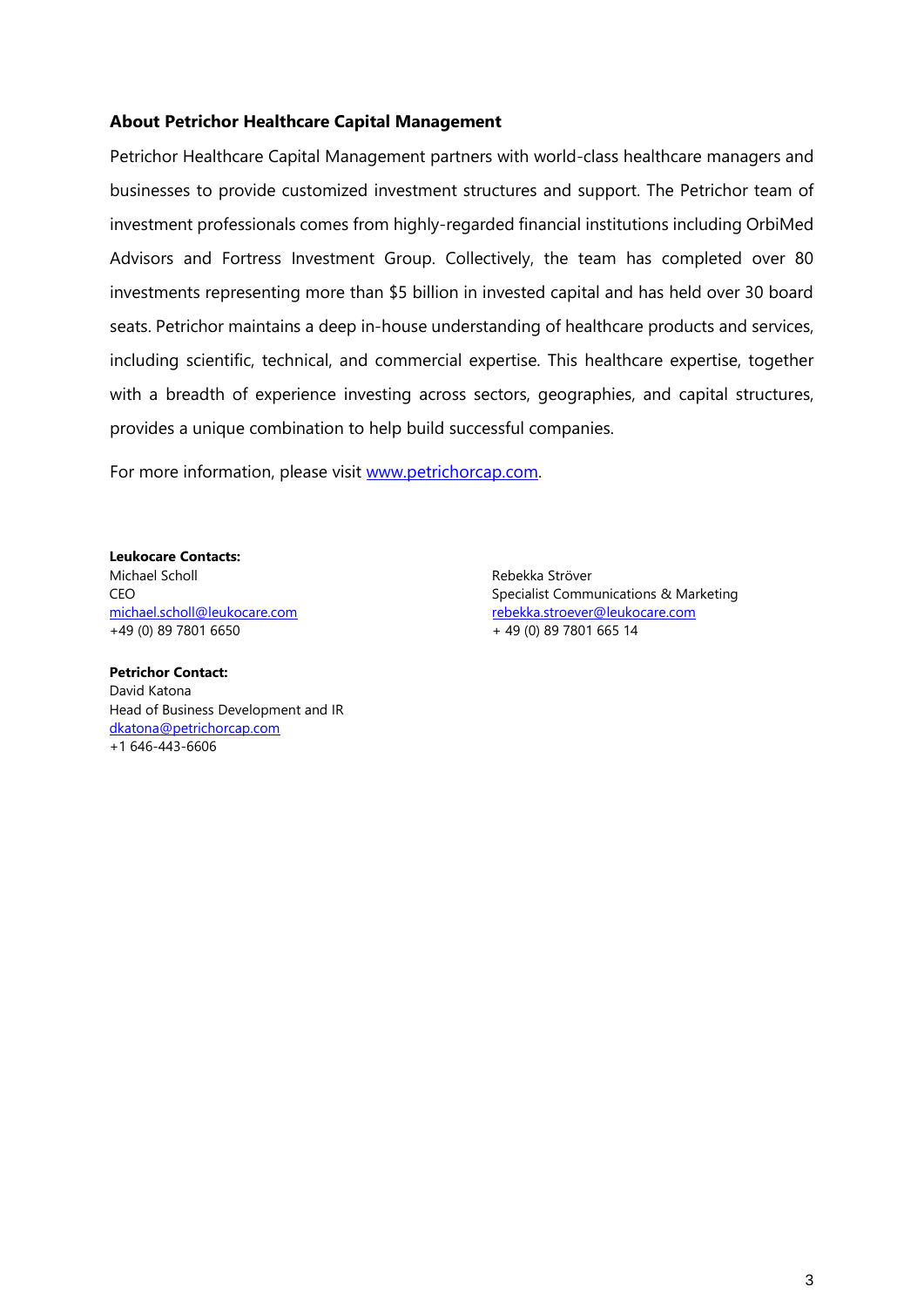**About Petrichor Healthcare Capital Management**

Petrichor Healthcare Capital Management partners with world-class healthcare managers and businesses to provide customized investment structures and support. The Petrichor team of investment professionals comes from highly-regarded financial institutions including OrbiMed Advisors and Fortress Investment Group. Collectively, the team has completed over 80 investments representing more than $5 billion in invested capital and has held over 30 board seats. Petrichor maintains a deep in-house understanding of healthcare products and services, including scientific, technical, and commercial expertise. This healthcare expertise, together with a breadth of experience investing across sectors, geographies, and capital structures, provides a unique combination to help build successful companies.

For more information, please visit www.petrichorcap.com.

**Leukocare Contacts:**

Michael Scholl
CEO
michael.scholl@leukocare.com
+49 (0) 89 7801 6650

Rebekka Ströver
Specialist Communications & Marketing
rebekka.stroever@leukocare.com
+ 49 (0) 89 7801 665 14

**Petrichor Contact:**

David Katona
Head of Business Development and IR
dkatona@petrichorcap.com
+1 646-443-6606